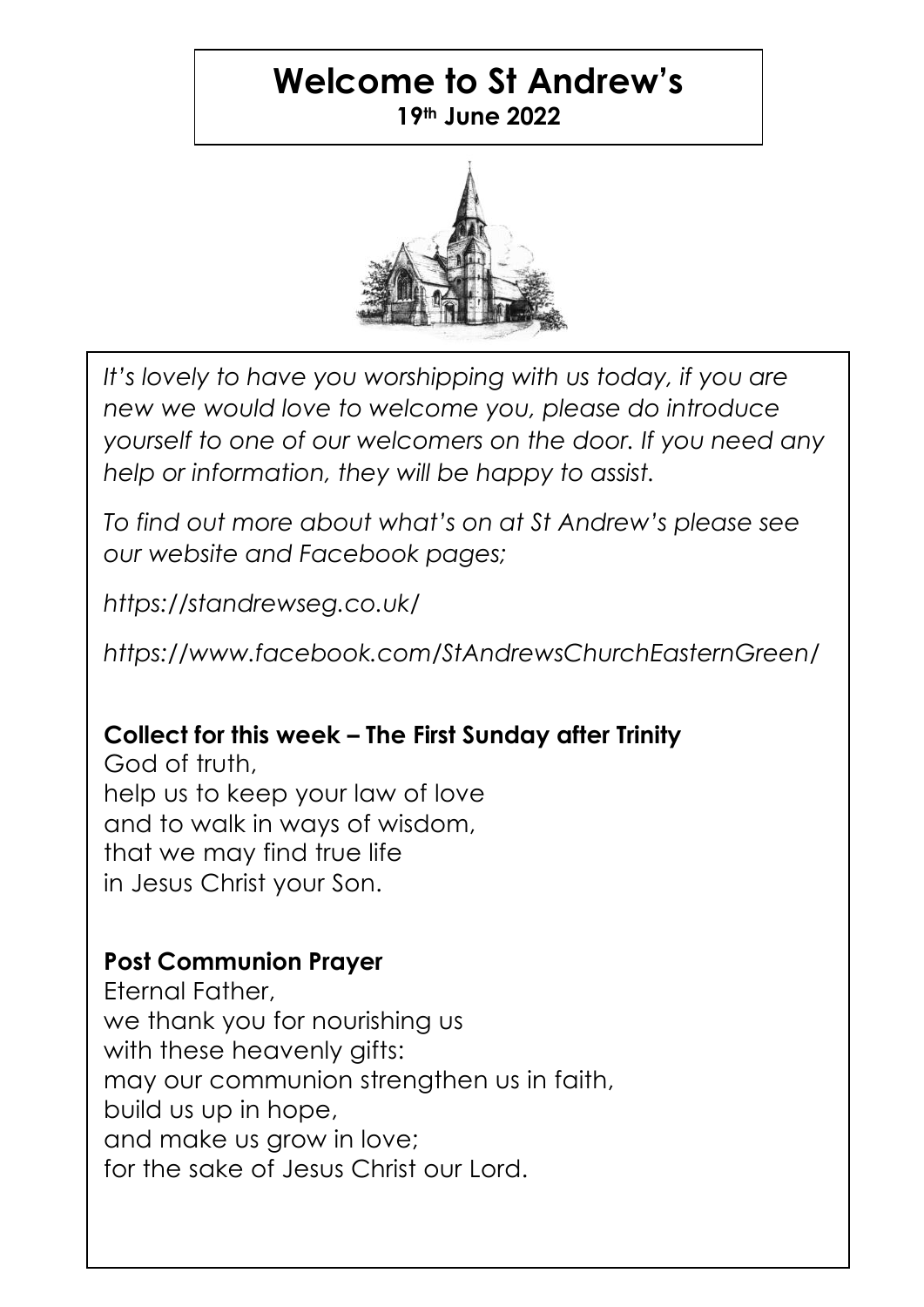# Welcome to St Andrew's

**19th June 2022**

*It's lovely to have you worshipping with us today, if you are new we would love to welcome you, please do introduce yourself to one of our welcomers on the door. If you need any help or information, they will be happy to assist.*

*To find out more about what's on at St Andrew's please see our website and Facebook pages;*

*https://standrewseg.co.uk/*

*https://www.facebook.com/StAndrewsChurchEasternGreen/*

**Collect for this week – The First Sunday after Trinity**

God of truth,
help us to keep your law of love
and to walk in ways of wisdom,
that we may find true life
in Jesus Christ your Son.

**Post Communion Prayer**

Eternal Father,
we thank you for nourishing us
with these heavenly gifts:
may our communion strengthen us in faith,
build us up in hope,
and make us grow in love;
for the sake of Jesus Christ our Lord.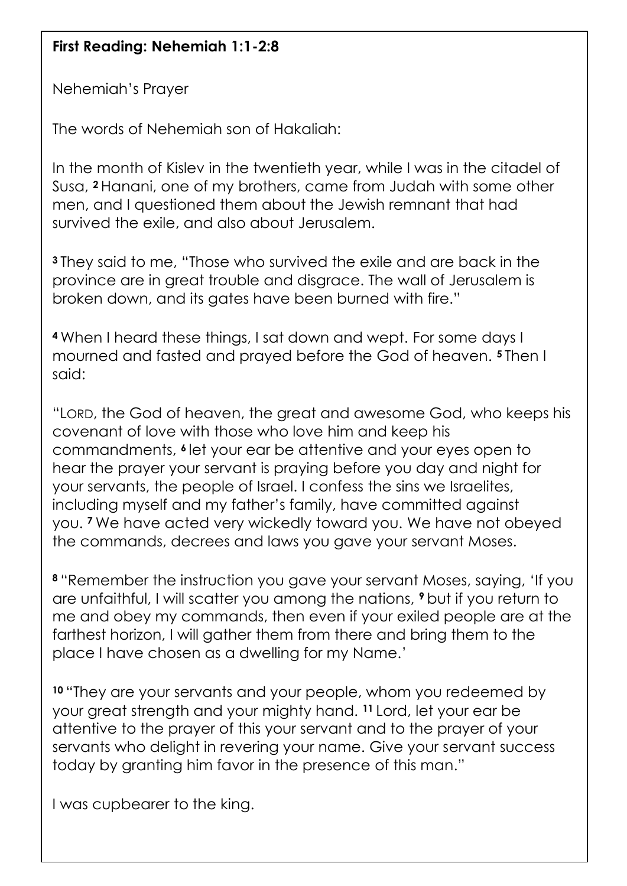**First Reading: Nehemiah 1:1-2:8**

Nehemiah's Prayer

The words of Nehemiah son of Hakaliah:

In the month of Kislev in the twentieth year, while I was in the citadel of Susa, **2** Hanani, one of my brothers, came from Judah with some other men, and I questioned them about the Jewish remnant that had survived the exile, and also about Jerusalem.

**3** They said to me, "Those who survived the exile and are back in the province are in great trouble and disgrace. The wall of Jerusalem is broken down, and its gates have been burned with fire."

**4** When I heard these things, I sat down and wept. For some days I mourned and fasted and prayed before the God of heaven. **5** Then I said:

"LORD, the God of heaven, the great and awesome God, who keeps his covenant of love with those who love him and keep his commandments, **6** let your ear be attentive and your eyes open to hear the prayer your servant is praying before you day and night for your servants, the people of Israel. I confess the sins we Israelites, including myself and my father's family, have committed against you. **7** We have acted very wickedly toward you. We have not obeyed the commands, decrees and laws you gave your servant Moses.

**8** "Remember the instruction you gave your servant Moses, saying, 'If you are unfaithful, I will scatter you among the nations, **9** but if you return to me and obey my commands, then even if your exiled people are at the farthest horizon, I will gather them from there and bring them to the place I have chosen as a dwelling for my Name.'

**10** "They are your servants and your people, whom you redeemed by your great strength and your mighty hand. **11** Lord, let your ear be attentive to the prayer of this your servant and to the prayer of your servants who delight in revering your name. Give your servant success today by granting him favor in the presence of this man."

I was cupbearer to the king.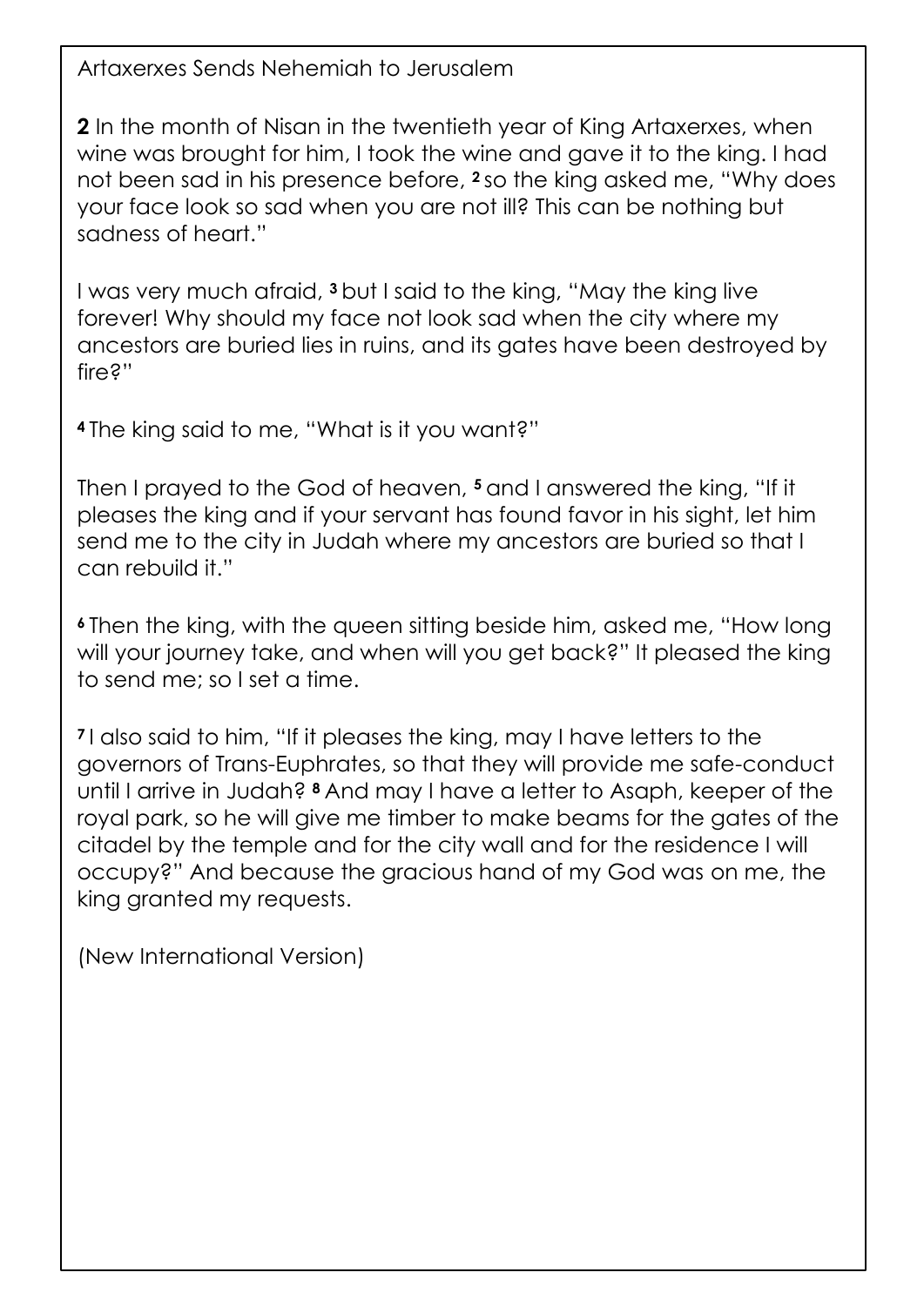Artaxerxes Sends Nehemiah to Jerusalem

**2** In the month of Nisan in the twentieth year of King Artaxerxes, when wine was brought for him, I took the wine and gave it to the king. I had not been sad in his presence before, **2** so the king asked me, "Why does your face look so sad when you are not ill? This can be nothing but sadness of heart."

I was very much afraid, **3** but I said to the king, "May the king live forever! Why should my face not look sad when the city where my ancestors are buried lies in ruins, and its gates have been destroyed by fire?"

**4** The king said to me, "What is it you want?"

Then I prayed to the God of heaven, **5** and I answered the king, "If it pleases the king and if your servant has found favor in his sight, let him send me to the city in Judah where my ancestors are buried so that I can rebuild it."

**6** Then the king, with the queen sitting beside him, asked me, "How long will your journey take, and when will you get back?" It pleased the king to send me; so I set a time.

**7** I also said to him, "If it pleases the king, may I have letters to the governors of Trans-Euphrates, so that they will provide me safe-conduct until I arrive in Judah? **8** And may I have a letter to Asaph, keeper of the royal park, so he will give me timber to make beams for the gates of the citadel by the temple and for the city wall and for the residence I will occupy?" And because the gracious hand of my God was on me, the king granted my requests.

(New International Version)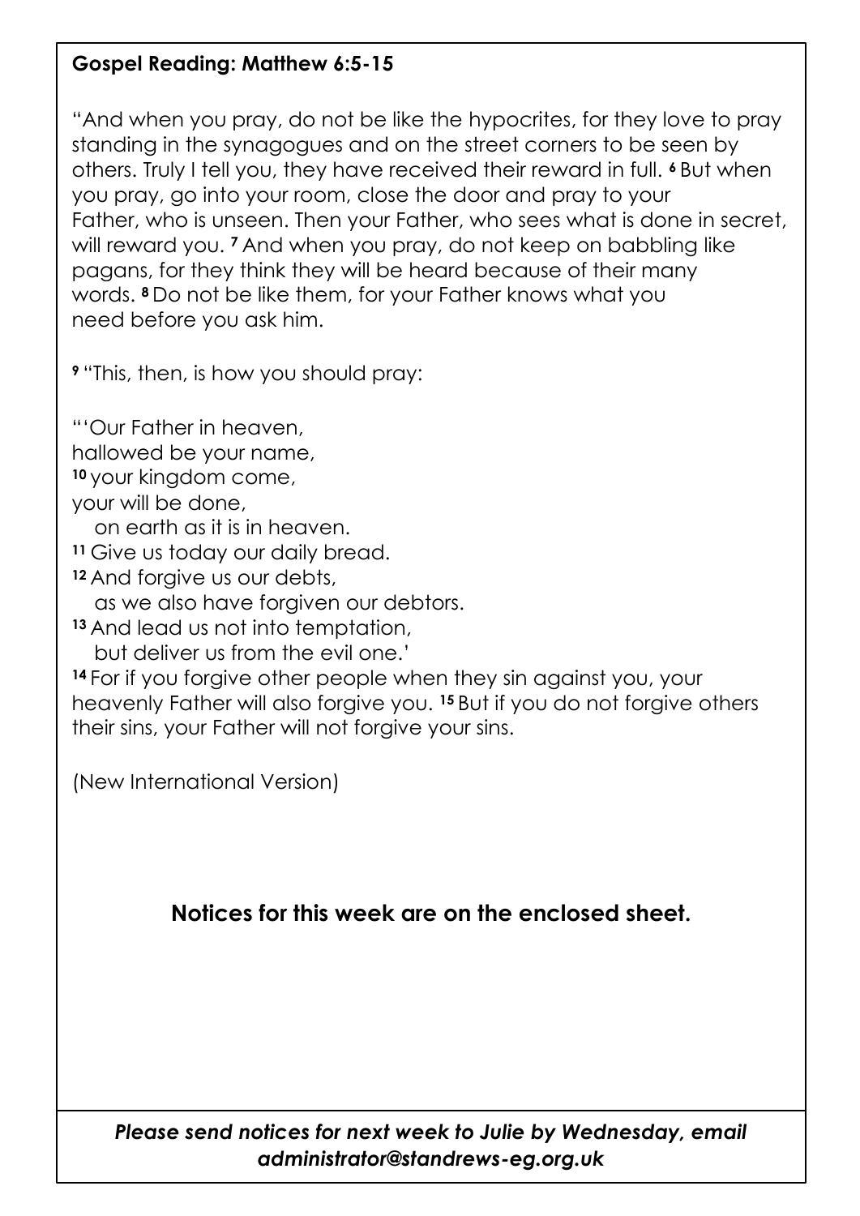**Gospel Reading: Matthew 6:5-15**

"And when you pray, do not be like the hypocrites, for they love to pray standing in the synagogues and on the street corners to be seen by others. Truly I tell you, they have received their reward in full. **6** But when you pray, go into your room, close the door and pray to your Father, who is unseen. Then your Father, who sees what is done in secret, will reward you. **7** And when you pray, do not keep on babbling like pagans, for they think they will be heard because of their many words. **8** Do not be like them, for your Father knows what you need before you ask him.

**9** "This, then, is how you should pray:

"'Our Father in heaven,
hallowed be your name,
**10** your kingdom come,
your will be done,
  on earth as it is in heaven.
**11** Give us today our daily bread.
**12** And forgive us our debts,
  as we also have forgiven our debtors.
**13** And lead us not into temptation,
  but deliver us from the evil one.'
**14** For if you forgive other people when they sin against you, your heavenly Father will also forgive you. **15** But if you do not forgive others their sins, your Father will not forgive your sins.

(New International Version)

**Notices for this week are on the enclosed sheet.**

***Please send notices for next week to Julie by Wednesday, email administrator@standrews-eg.org.uk***